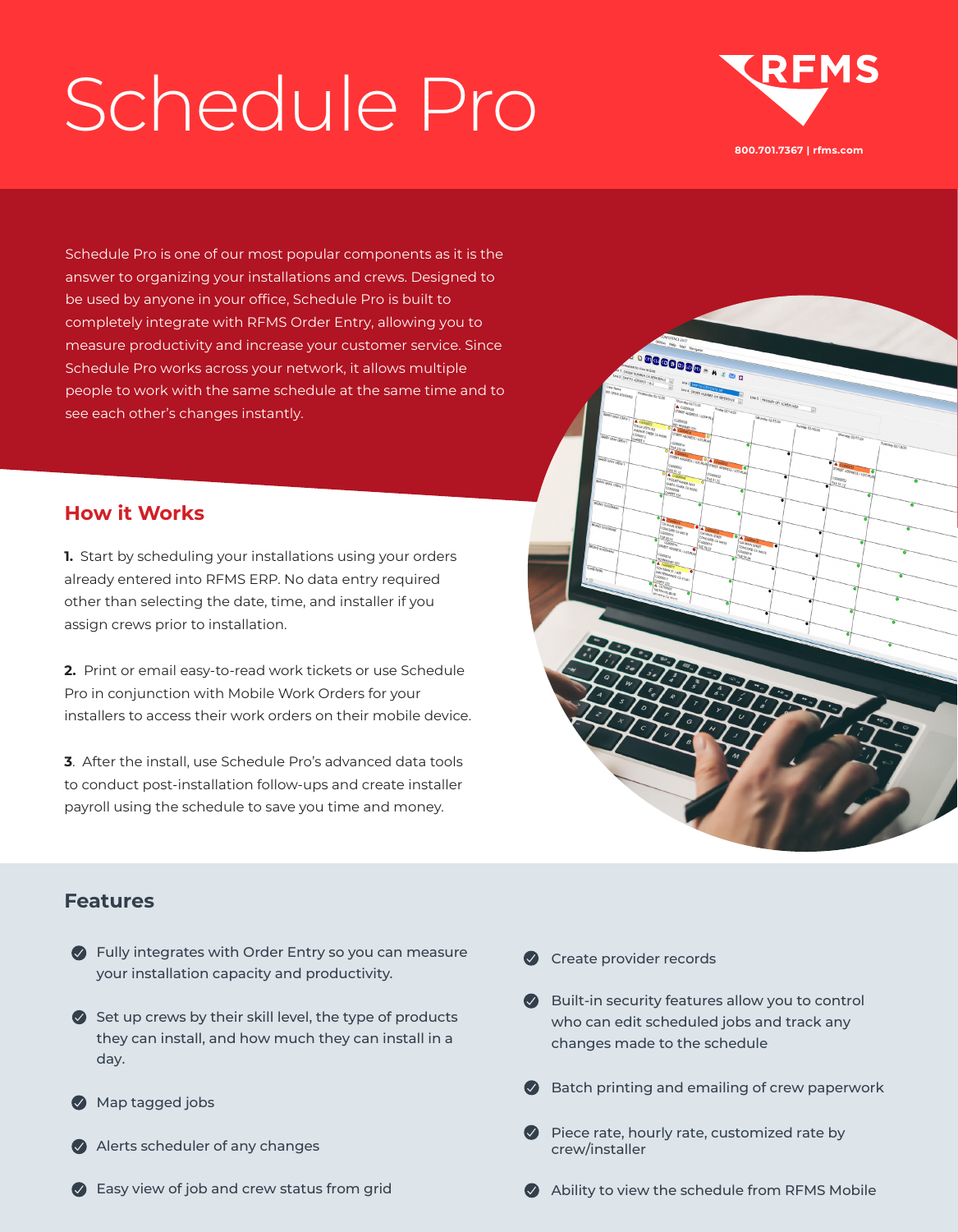# Schedule Pro

RFMS

800.701.7367 | rfms.com

Schedule Pro is one of our most popular components as it is the answer to organizing your installations and crews. Designed to be used by anyone in your office, Schedule Pro is built to completely integrate with RFMS Order Entry, allowing you to measure productivity and increase your customer service. Since Schedule Pro works across your network, it allows multiple people to work with the same schedule at the same time and to see each other's changes instantly.

## How it Works

**1.** Start by scheduling your installations using your orders already entered into RFMS ERP. No data entry required other than selecting the date, time, and installer if you assign crews prior to installation.

**2.** Print or email easy-to-read work tickets or use Schedule Pro in conjunction with Mobile Work Orders for your installers to access their work orders on their mobile device.

**3**. After the install, use Schedule Pro's advanced data tools to conduct post-installation follow-ups and create installer payroll using the schedule to save you time and money.

## Features

- Fully integrates with Order Entry so you can measure your installation capacity and productivity.
- Set up crews by their skill level, the type of products they can install, and how much they can install in a day.
- Map tagged jobs
- Alerts scheduler of any changes
- Easy view of job and crew status from grid
- Create provider records
- Built-in security features allow you to control who can edit scheduled jobs and track any changes made to the schedule
- Batch printing and emailing of crew paperwork
- Piece rate, hourly rate, customized rate by crew/installer
- Ability to view the schedule from RFMS Mobile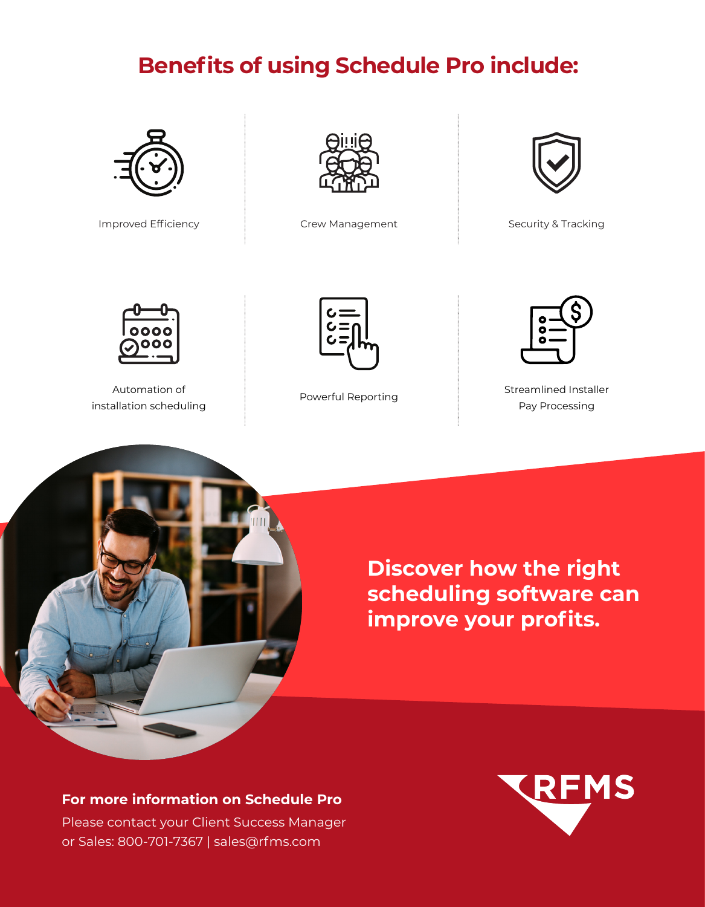## Benefits of using Schedule Pro include:

- Improved Efficiency
- Crew Management
- Security & Tracking
- Automation of installation scheduling
- Powerful Reporting
- Streamlined Installer Pay Processing

**Discover how the right scheduling software can improve your profits.**

**For more information on Schedule Pro**

Please contact your Client Success Manager or Sales: 800-701-7367 | sales@rfms.com

RFMS